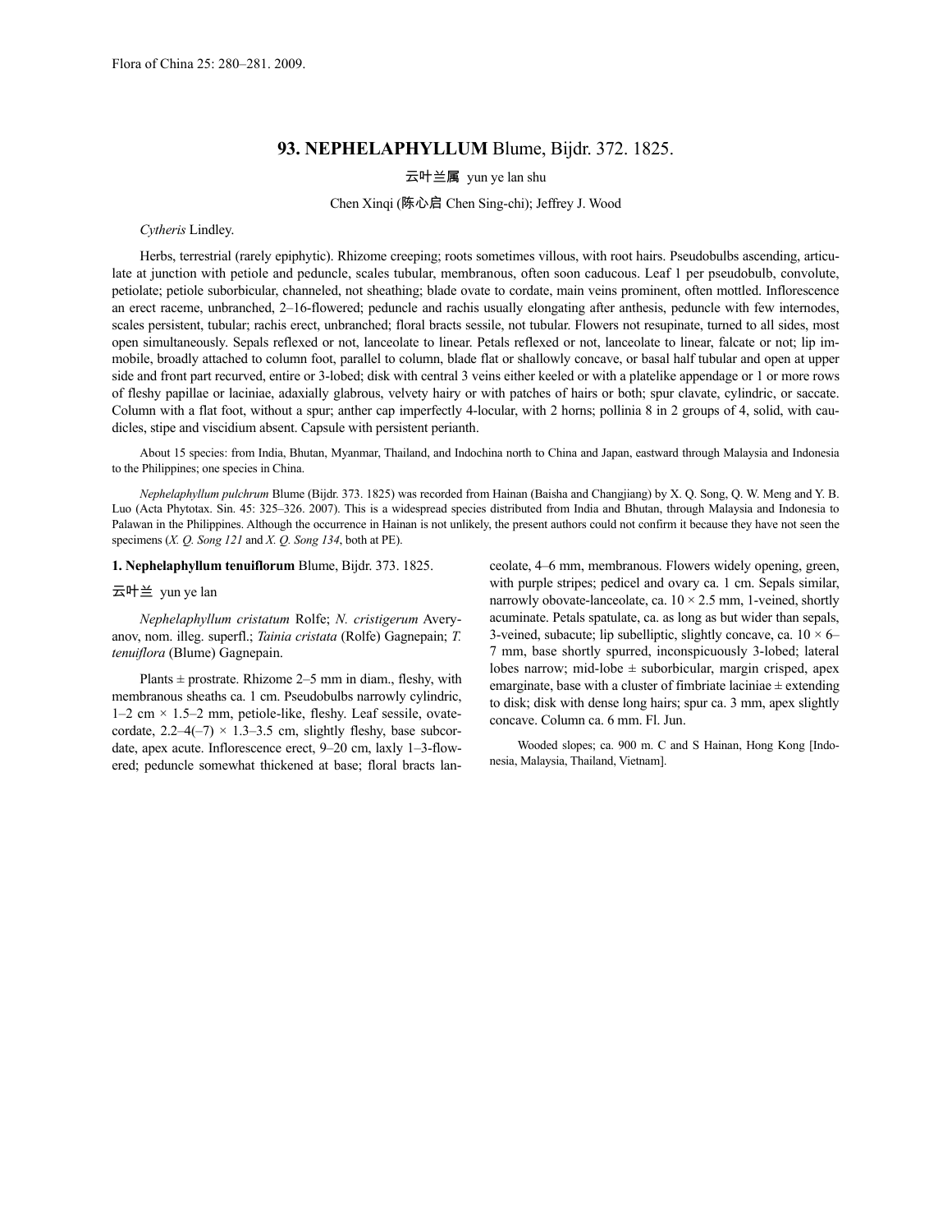Flora of China 25: 280–281. 2009.

# 93. NEPHELAPHYLLUM Blume, Bijdr. 372. 1825.

云叶兰属 yun ye lan shu

Chen Xinqi (陈心启 Chen Sing-chi); Jeffrey J. Wood

*Cytheris* Lindley.

Herbs, terrestrial (rarely epiphytic). Rhizome creeping; roots sometimes villous, with root hairs. Pseudobulbs ascending, articulate at junction with petiole and peduncle, scales tubular, membranous, often soon caducous. Leaf 1 per pseudobulb, convolute, petiolate; petiole suborbicular, channeled, not sheathing; blade ovate to cordate, main veins prominent, often mottled. Inflorescence an erect raceme, unbranched, 2–16-flowered; peduncle and rachis usually elongating after anthesis, peduncle with few internodes, scales persistent, tubular; rachis erect, unbranched; floral bracts sessile, not tubular. Flowers not resupinate, turned to all sides, most open simultaneously. Sepals reflexed or not, lanceolate to linear. Petals reflexed or not, lanceolate to linear, falcate or not; lip immobile, broadly attached to column foot, parallel to column, blade flat or shallowly concave, or basal half tubular and open at upper side and front part recurved, entire or 3-lobed; disk with central 3 veins either keeled or with a platelike appendage or 1 or more rows of fleshy papillae or laciniae, adaxially glabrous, velvety hairy or with patches of hairs or both; spur clavate, cylindric, or saccate. Column with a flat foot, without a spur; anther cap imperfectly 4-locular, with 2 horns; pollinia 8 in 2 groups of 4, solid, with caudicles, stipe and viscidium absent. Capsule with persistent perianth.

About 15 species: from India, Bhutan, Myanmar, Thailand, and Indochina north to China and Japan, eastward through Malaysia and Indonesia to the Philippines; one species in China.

*Nephelaphyllum pulchrum* Blume (Bijdr. 373. 1825) was recorded from Hainan (Baisha and Changjiang) by X. Q. Song, Q. W. Meng and Y. B. Luo (Acta Phytotax. Sin. 45: 325–326. 2007). This is a widespread species distributed from India and Bhutan, through Malaysia and Indonesia to Palawan in the Philippines. Although the occurrence in Hainan is not unlikely, the present authors could not confirm it because they have not seen the specimens (*X. Q. Song 121* and *X. Q. Song 134*, both at PE).

**1. Nephelaphyllum tenuiflorum** Blume, Bijdr. 373. 1825.

云叶兰 yun ye lan

*Nephelaphyllum cristatum* Rolfe; *N. cristigerum* Averyanov, nom. illeg. superfl.; *Tainia cristata* (Rolfe) Gagnepain; *T. tenuiflora* (Blume) Gagnepain.

Plants ± prostrate. Rhizome 2–5 mm in diam., fleshy, with membranous sheaths ca. 1 cm. Pseudobulbs narrowly cylindric, 1–2 cm × 1.5–2 mm, petiole-like, fleshy. Leaf sessile, ovate-cordate, 2.2–4(–7) × 1.3–3.5 cm, slightly fleshy, base subcordate, apex acute. Inflorescence erect, 9–20 cm, laxly 1–3-flowered; peduncle somewhat thickened at base; floral bracts lanceolate, 4–6 mm, membranous. Flowers widely opening, green, with purple stripes; pedicel and ovary ca. 1 cm. Sepals similar, narrowly obovate-lanceolate, ca. 10 × 2.5 mm, 1-veined, shortly acuminate. Petals spatulate, ca. as long as but wider than sepals, 3-veined, subacute; lip subelliptic, slightly concave, ca. 10 × 6–7 mm, base shortly spurred, inconspicuously 3-lobed; lateral lobes narrow; mid-lobe ± suborbicular, margin crisped, apex emarginate, base with a cluster of fimbriate laciniae ± extending to disk; disk with dense long hairs; spur ca. 3 mm, apex slightly concave. Column ca. 6 mm. Fl. Jun.

Wooded slopes; ca. 900 m. C and S Hainan, Hong Kong [Indonesia, Malaysia, Thailand, Vietnam].